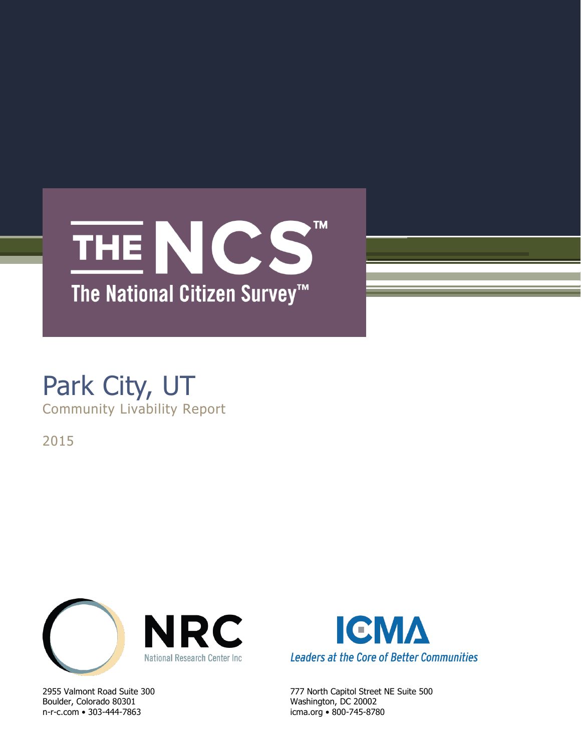# THE NCS™

The National Citizen Survey™

# Park City, UT

## Community Livability Report

2015

NRC

National Research Center Inc

2955 Valmont Road Suite 300
Boulder, Colorado 80301
n-r-c.com • 303-444-7863

ICMA

*Leaders at the Core of Better Communities*

777 North Capitol Street NE Suite 500
Washington, DC 20002
icma.org • 800-745-8780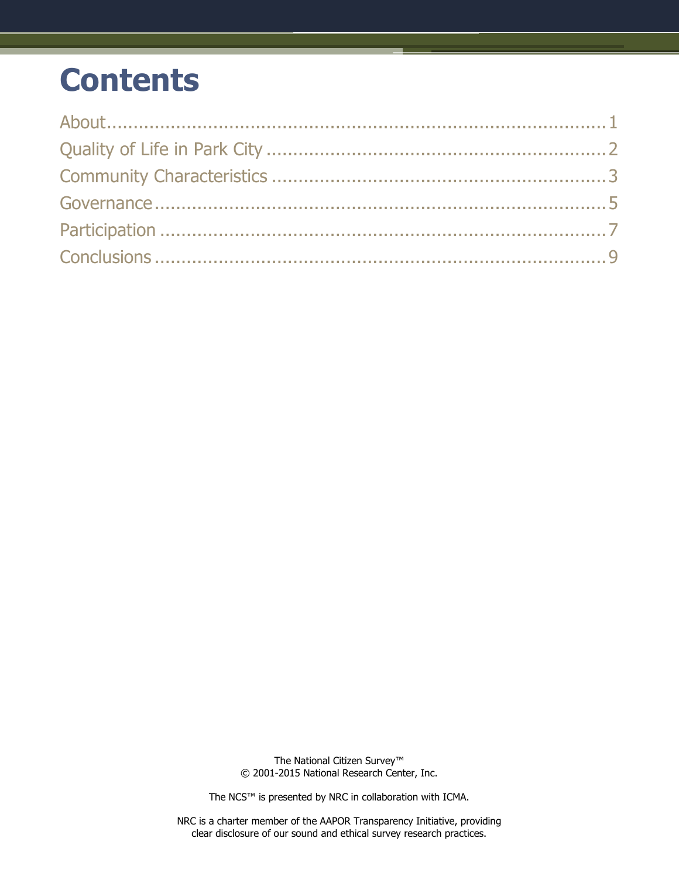# Contents

About.......................................................................................1
Quality of Life in Park City ...............................................................2
Community Characteristics ...............................................................3
Governance...............................................................................5
Participation ..............................................................................7
Conclusions ..............................................................................9

The National Citizen Survey™
© 2001-2015 National Research Center, Inc.

The NCS™ is presented by NRC in collaboration with ICMA.

NRC is a charter member of the AAPOR Transparency Initiative, providing clear disclosure of our sound and ethical survey research practices.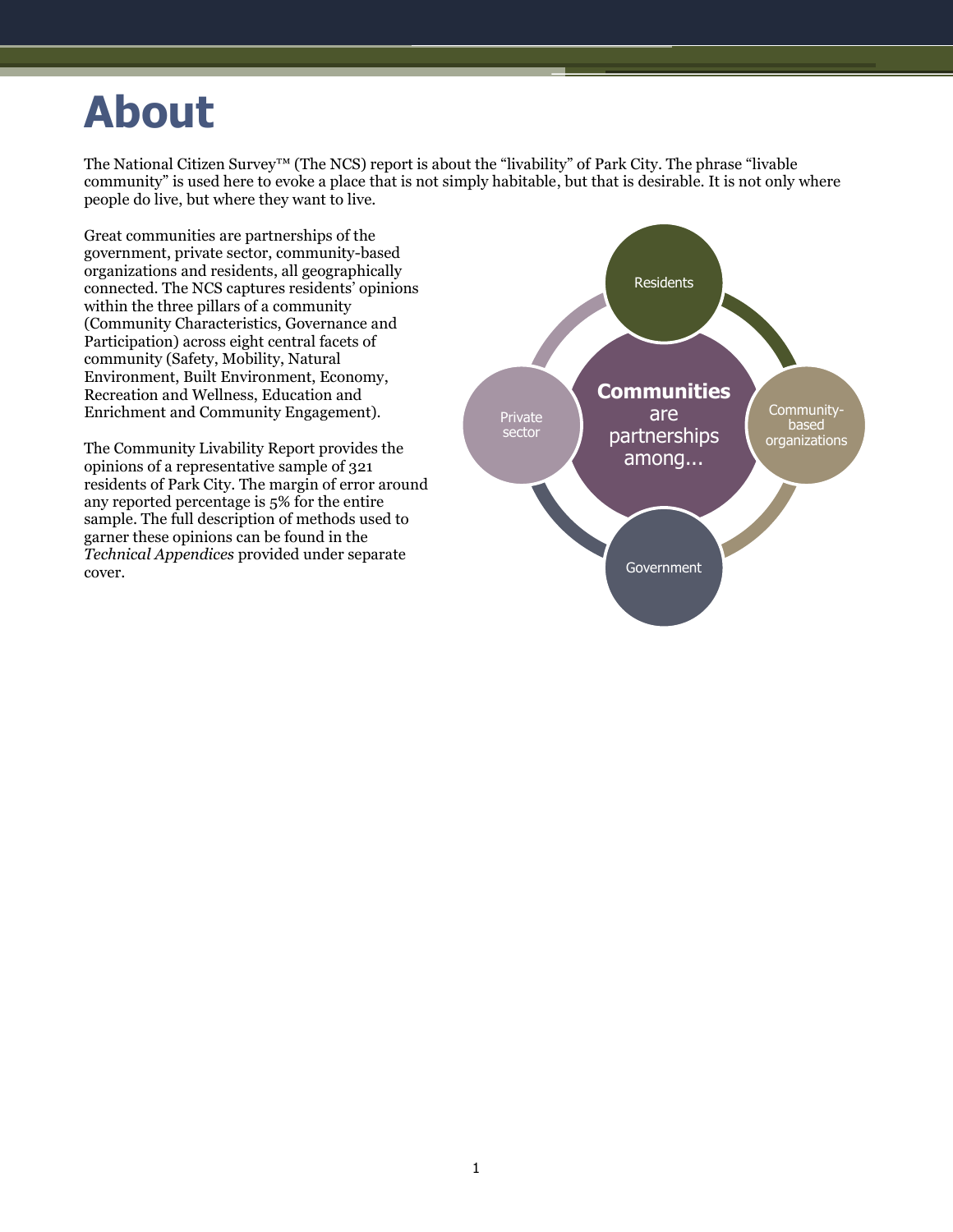# About

The National Citizen Survey™ (The NCS) report is about the "livability" of Park City. The phrase "livable community" is used here to evoke a place that is not simply habitable, but that is desirable. It is not only where people do live, but where they want to live.

Great communities are partnerships of the government, private sector, community-based organizations and residents, all geographically connected. The NCS captures residents' opinions within the three pillars of a community (Community Characteristics, Governance and Participation) across eight central facets of community (Safety, Mobility, Natural Environment, Built Environment, Economy, Recreation and Wellness, Education and Enrichment and Community Engagement).

The Community Livability Report provides the opinions of a representative sample of 321 residents of Park City. The margin of error around any reported percentage is 5% for the entire sample. The full description of methods used to garner these opinions can be found in the *Technical Appendices* provided under separate cover.

**Communities** are partnerships among...

- Residents
- Community-based organizations
- Government
- Private sector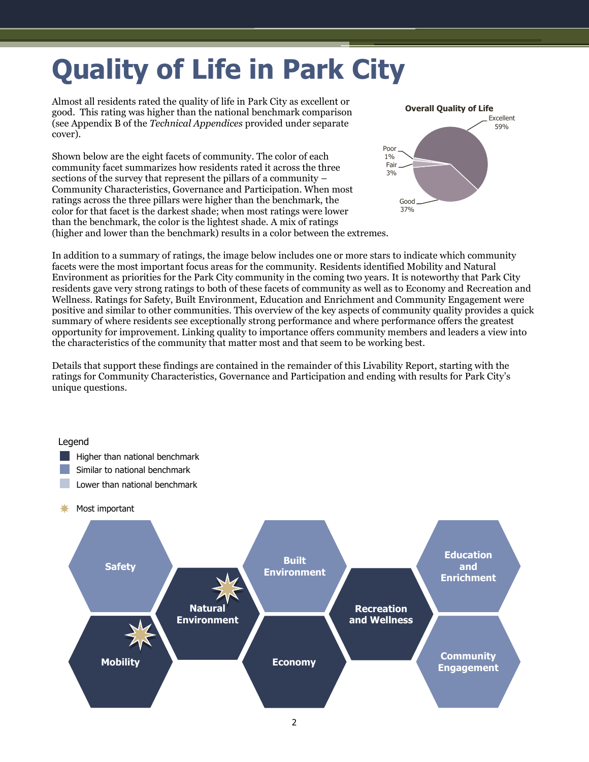# Quality of Life in Park City

Almost all residents rated the quality of life in Park City as excellent or good. This rating was higher than the national benchmark comparison (see Appendix B of the *Technical Appendices* provided under separate cover).

**Overall Quality of Life**

| Rating | Percent |
|---|---|
| Excellent | 59% |
| Good | 37% |
| Fair | 3% |
| Poor | 1% |

Shown below are the eight facets of community. The color of each community facet summarizes how residents rated it across the three sections of the survey that represent the pillars of a community – Community Characteristics, Governance and Participation. When most ratings across the three pillars were higher than the benchmark, the color for that facet is the darkest shade; when most ratings were lower than the benchmark, the color is the lightest shade. A mix of ratings (higher and lower than the benchmark) results in a color between the extremes.

In addition to a summary of ratings, the image below includes one or more stars to indicate which community facets were the most important focus areas for the community. Residents identified Mobility and Natural Environment as priorities for the Park City community in the coming two years. It is noteworthy that Park City residents gave very strong ratings to both of these facets of community as well as to Economy and Recreation and Wellness. Ratings for Safety, Built Environment, Education and Enrichment and Community Engagement were positive and similar to other communities. This overview of the key aspects of community quality provides a quick summary of where residents see exceptionally strong performance and where performance offers the greatest opportunity for improvement. Linking quality to importance offers community members and leaders a view into the characteristics of the community that matter most and that seem to be working best.

Details that support these findings are contained in the remainder of this Livability Report, starting with the ratings for Community Characteristics, Governance and Participation and ending with results for Park City's unique questions.

Legend
- Higher than national benchmark
- Similar to national benchmark
- Lower than national benchmark
- ✷ Most important

| Facet | Rating | Most important |
|---|---|---|
| Safety | Similar to national benchmark | |
| Mobility | Higher than national benchmark | ✷ |
| Natural Environment | Higher than national benchmark | ✷ |
| Built Environment | Similar to national benchmark | |
| Economy | Higher than national benchmark | |
| Recreation and Wellness | Higher than national benchmark | |
| Education and Enrichment | Similar to national benchmark | |
| Community Engagement | Similar to national benchmark | |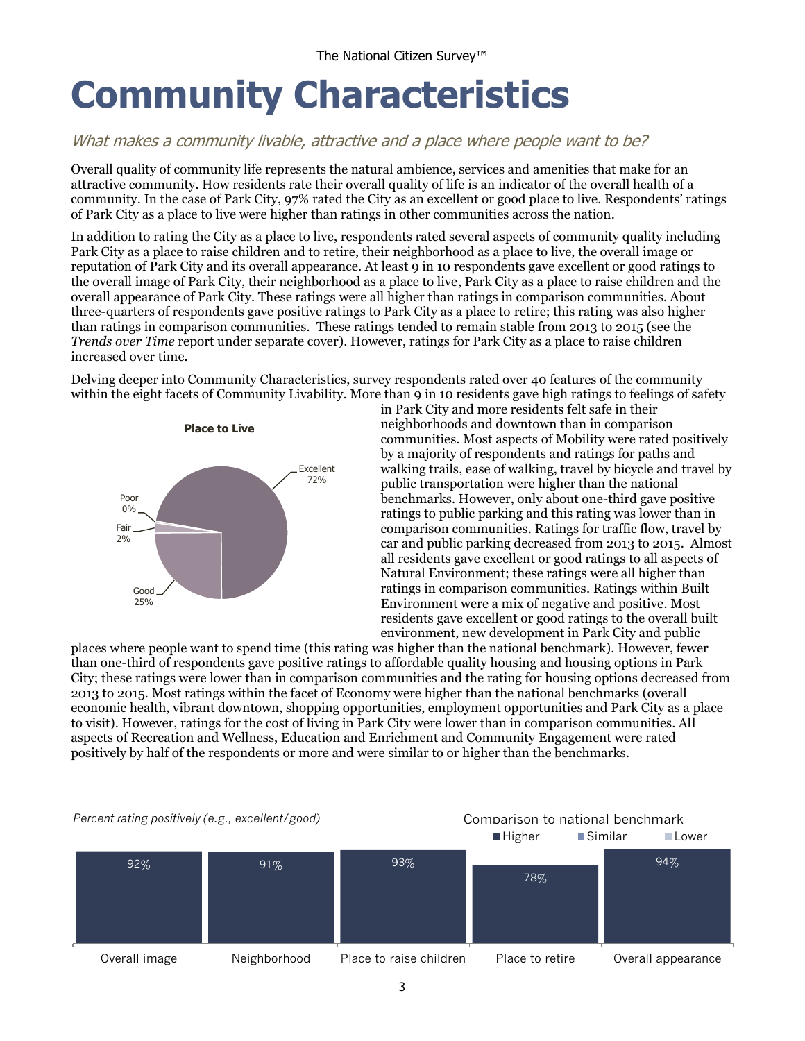# Community Characteristics

*What makes a community livable, attractive and a place where people want to be?*

Overall quality of community life represents the natural ambience, services and amenities that make for an attractive community. How residents rate their overall quality of life is an indicator of the overall health of a community. In the case of Park City, 97% rated the City as an excellent or good place to live. Respondents' ratings of Park City as a place to live were higher than ratings in other communities across the nation.

In addition to rating the City as a place to live, respondents rated several aspects of community quality including Park City as a place to raise children and to retire, their neighborhood as a place to live, the overall image or reputation of Park City and its overall appearance. At least 9 in 10 respondents gave excellent or good ratings to the overall image of Park City, their neighborhood as a place to live, Park City as a place to raise children and the overall appearance of Park City. These ratings were all higher than ratings in comparison communities. About three-quarters of respondents gave positive ratings to Park City as a place to retire; this rating was also higher than ratings in comparison communities. These ratings tended to remain stable from 2013 to 2015 (see the *Trends over Time* report under separate cover). However, ratings for Park City as a place to raise children increased over time.

Delving deeper into Community Characteristics, survey respondents rated over 40 features of the community within the eight facets of Community Livability. More than 9 in 10 residents gave high ratings to feelings of safety in Park City and more residents felt safe in their neighborhoods and downtown than in comparison communities. Most aspects of Mobility were rated positively by a majority of respondents and ratings for paths and walking trails, ease of walking, travel by bicycle and travel by public transportation were higher than the national benchmarks. However, only about one-third gave positive ratings to public parking and this rating was lower than in comparison communities. Ratings for traffic flow, travel by car and public parking decreased from 2013 to 2015. Almost all residents gave excellent or good ratings to all aspects of Natural Environment; these ratings were all higher than ratings in comparison communities. Ratings within Built Environment were a mix of negative and positive. Most residents gave excellent or good ratings to the overall built environment, new development in Park City and public places where people want to spend time (this rating was higher than the national benchmark). However, fewer than one-third of respondents gave positive ratings to affordable quality housing and housing options in Park City; these ratings were lower than in comparison communities and the rating for housing options decreased from 2013 to 2015. Most ratings within the facet of Economy were higher than the national benchmarks (overall economic health, vibrant downtown, shopping opportunities, employment opportunities and Park City as a place to visit). However, ratings for the cost of living in Park City were lower than in comparison communities. All aspects of Recreation and Wellness, Education and Enrichment and Community Engagement were rated positively by half of the respondents or more and were similar to or higher than the benchmarks.

**Place to Live**

| Rating | Percent |
|---|---|
| Excellent | 72% |
| Good | 25% |
| Fair | 2% |
| Poor | 0% |

*Percent rating positively (e.g., excellent/good)*

Comparison to national benchmark: Higher / Similar / Lower

| Overall image | Neighborhood | Place to raise children | Place to retire | Overall appearance |
|---|---|---|---|---|
| 92% | 91% | 93% | 78% | 94% |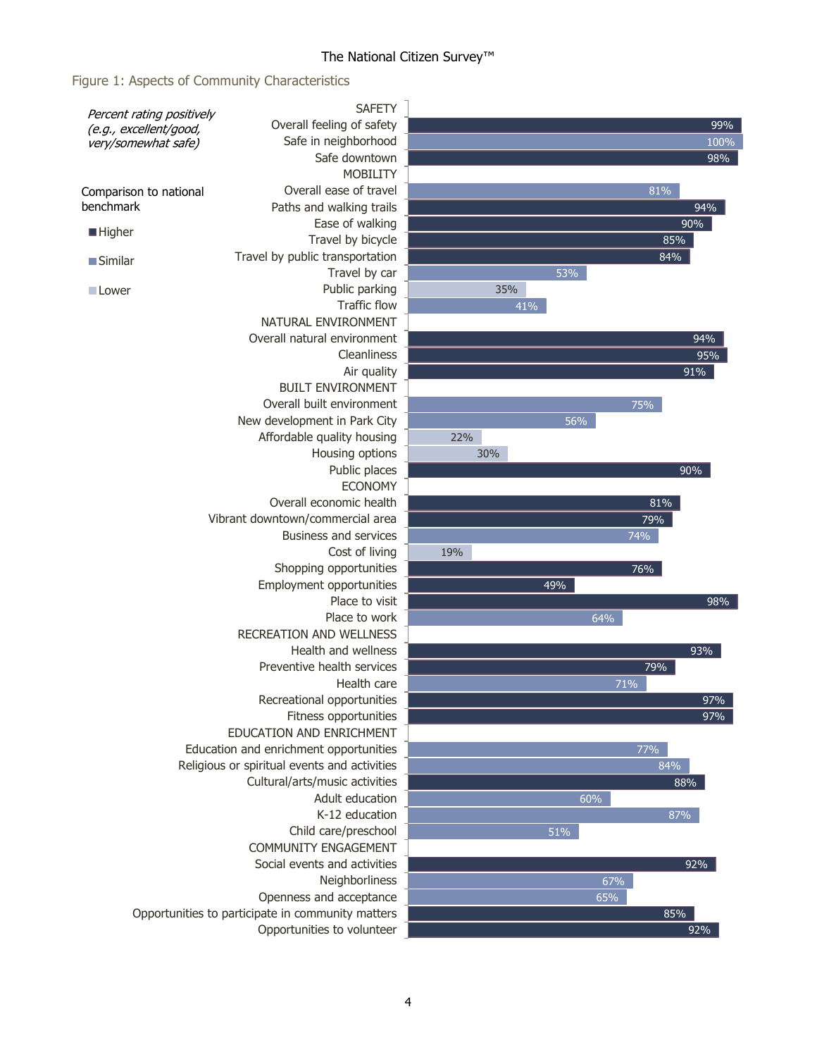## Figure 1: Aspects of Community Characteristics

*Percent rating positively (e.g., excellent/good, very/somewhat safe)*

Comparison to national benchmark: Higher / Similar / Lower

| Category | Item | Percent | Comparison to national benchmark |
|---|---|---|---|
| SAFETY | Overall feeling of safety | 99% | Higher |
| | Safe in neighborhood | 100% | Similar |
| | Safe downtown | 98% | Higher |
| MOBILITY | Overall ease of travel | 81% | Similar |
| | Paths and walking trails | 94% | Higher |
| | Ease of walking | 90% | Higher |
| | Travel by bicycle | 85% | Higher |
| | Travel by public transportation | 84% | Higher |
| | Travel by car | 53% | Similar |
| | Public parking | 35% | Lower |
| | Traffic flow | 41% | Similar |
| NATURAL ENVIRONMENT | Overall natural environment | 94% | Higher |
| | Cleanliness | 95% | Higher |
| | Air quality | 91% | Higher |
| BUILT ENVIRONMENT | Overall built environment | 75% | Similar |
| | New development in Park City | 56% | Similar |
| | Affordable quality housing | 22% | Lower |
| | Housing options | 30% | Lower |
| | Public places | 90% | Higher |
| ECONOMY | Overall economic health | 81% | Higher |
| | Vibrant downtown/commercial area | 79% | Higher |
| | Business and services | 74% | Similar |
| | Cost of living | 19% | Lower |
| | Shopping opportunities | 76% | Higher |
| | Employment opportunities | 49% | Higher |
| | Place to visit | 98% | Higher |
| | Place to work | 64% | Similar |
| RECREATION AND WELLNESS | Health and wellness | 93% | Higher |
| | Preventive health services | 79% | Higher |
| | Health care | 71% | Similar |
| | Recreational opportunities | 97% | Higher |
| | Fitness opportunities | 97% | Higher |
| EDUCATION AND ENRICHMENT | Education and enrichment opportunities | 77% | Similar |
| | Religious or spiritual events and activities | 84% | Similar |
| | Cultural/arts/music activities | 88% | Higher |
| | Adult education | 60% | Similar |
| | K-12 education | 87% | Similar |
| | Child care/preschool | 51% | Similar |
| COMMUNITY ENGAGEMENT | Social events and activities | 92% | Higher |
| | Neighborliness | 67% | Similar |
| | Openness and acceptance | 65% | Similar |
| | Opportunities to participate in community matters | 85% | Higher |
| | Opportunities to volunteer | 92% | Higher |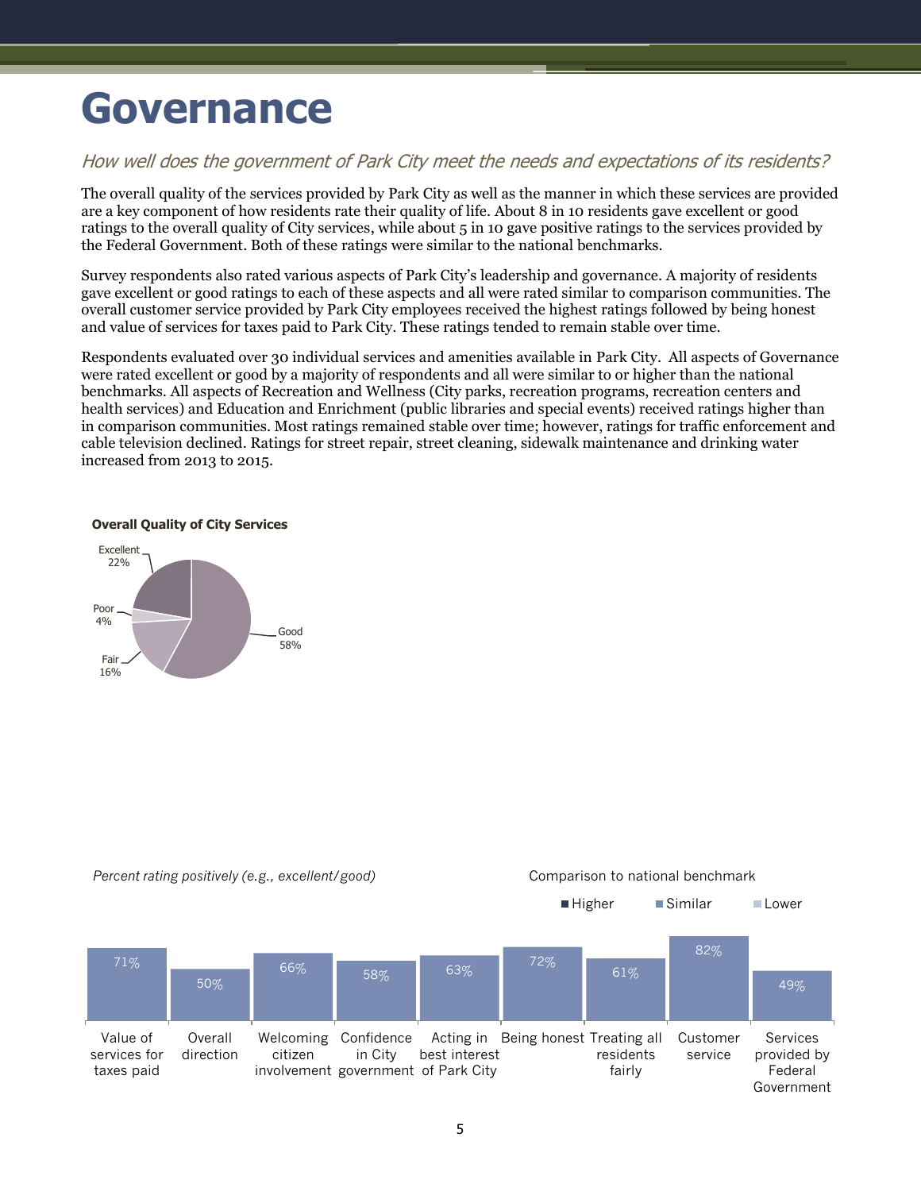# Governance

*How well does the government of Park City meet the needs and expectations of its residents?*

The overall quality of the services provided by Park City as well as the manner in which these services are provided are a key component of how residents rate their quality of life. About 8 in 10 residents gave excellent or good ratings to the overall quality of City services, while about 5 in 10 gave positive ratings to the services provided by the Federal Government. Both of these ratings were similar to the national benchmarks.

Survey respondents also rated various aspects of Park City's leadership and governance. A majority of residents gave excellent or good ratings to each of these aspects and all were rated similar to comparison communities. The overall customer service provided by Park City employees received the highest ratings followed by being honest and value of services for taxes paid to Park City. These ratings tended to remain stable over time.

Respondents evaluated over 30 individual services and amenities available in Park City. All aspects of Governance were rated excellent or good by a majority of respondents and all were similar to or higher than the national benchmarks. All aspects of Recreation and Wellness (City parks, recreation programs, recreation centers and health services) and Education and Enrichment (public libraries and special events) received ratings higher than in comparison communities. Most ratings remained stable over time; however, ratings for traffic enforcement and cable television declined. Ratings for street repair, street cleaning, sidewalk maintenance and drinking water increased from 2013 to 2015.

**Overall Quality of City Services**

| Rating | Percent |
|---|---|
| Excellent | 22% |
| Good | 58% |
| Fair | 16% |
| Poor | 4% |

*Percent rating positively (e.g., excellent/good)*

Comparison to national benchmark: Higher / Similar / Lower

| Item | Percent rating positively | Comparison to national benchmark |
|---|---|---|
| Value of services for taxes paid | 71% | Similar |
| Overall direction | 50% | Similar |
| Welcoming citizen involvement | 66% | Similar |
| Confidence in City government | 58% | Similar |
| Acting in best interest of Park City | 63% | Similar |
| Being honest | 72% | Similar |
| Treating all residents fairly | 61% | Similar |
| Customer service | 82% | Similar |
| Services provided by Federal Government | 49% | Similar |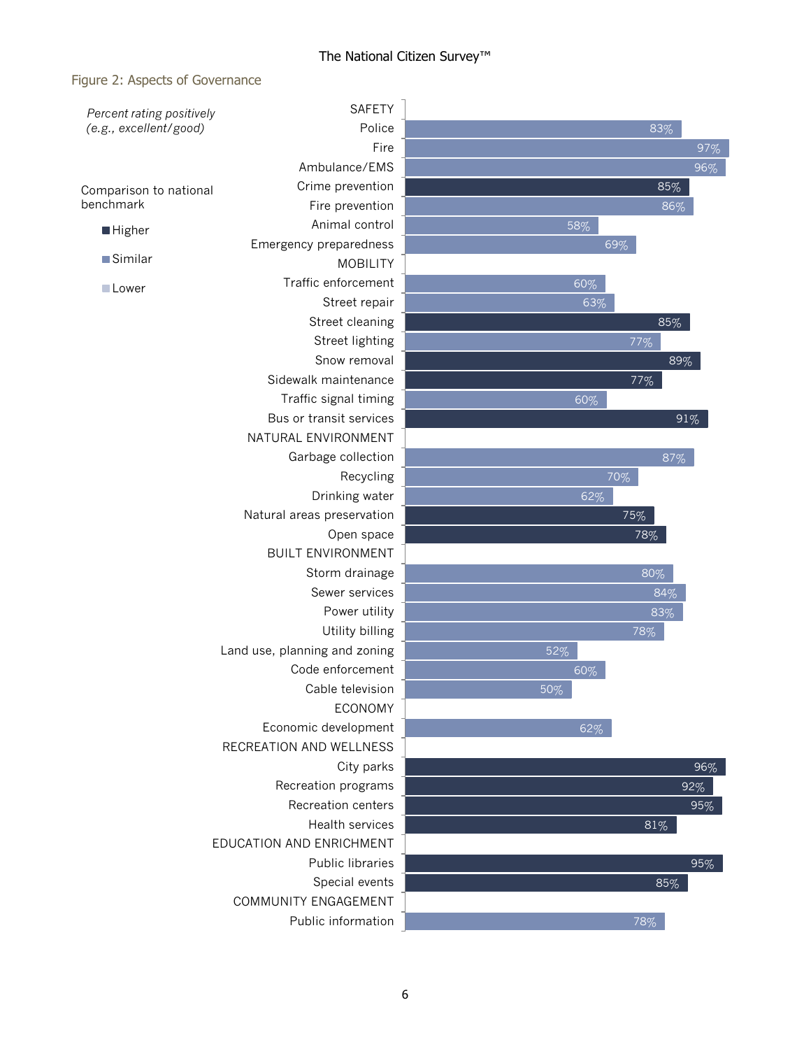## Figure 2: Aspects of Governance

*Percent rating positively (e.g., excellent/good)*

Comparison to national benchmark: Higher / Similar / Lower

| Category | Aspect | Percent | Comparison |
|---|---|---|---|
| SAFETY | Police | 83% | Similar |
| | Fire | 97% | Similar |
| | Ambulance/EMS | 96% | Similar |
| | Crime prevention | 85% | Higher |
| | Fire prevention | 86% | Similar |
| | Animal control | 58% | Similar |
| | Emergency preparedness | 69% | Similar |
| MOBILITY | Traffic enforcement | 60% | Similar |
| | Street repair | 63% | Similar |
| | Street cleaning | 85% | Higher |
| | Street lighting | 77% | Similar |
| | Snow removal | 89% | Higher |
| | Sidewalk maintenance | 77% | Higher |
| | Traffic signal timing | 60% | Similar |
| | Bus or transit services | 91% | Higher |
| NATURAL ENVIRONMENT | Garbage collection | 87% | Similar |
| | Recycling | 70% | Similar |
| | Drinking water | 62% | Similar |
| | Natural areas preservation | 75% | Higher |
| | Open space | 78% | Higher |
| BUILT ENVIRONMENT | Storm drainage | 80% | Similar |
| | Sewer services | 84% | Similar |
| | Power utility | 83% | Similar |
| | Utility billing | 78% | Similar |
| | Land use, planning and zoning | 52% | Similar |
| | Code enforcement | 60% | Similar |
| | Cable television | 50% | Similar |
| ECONOMY | Economic development | 62% | Similar |
| RECREATION AND WELLNESS | City parks | 96% | Higher |
| | Recreation programs | 92% | Higher |
| | Recreation centers | 95% | Higher |
| | Health services | 81% | Higher |
| EDUCATION AND ENRICHMENT | Public libraries | 95% | Higher |
| | Special events | 85% | Higher |
| COMMUNITY ENGAGEMENT | Public information | 78% | Similar |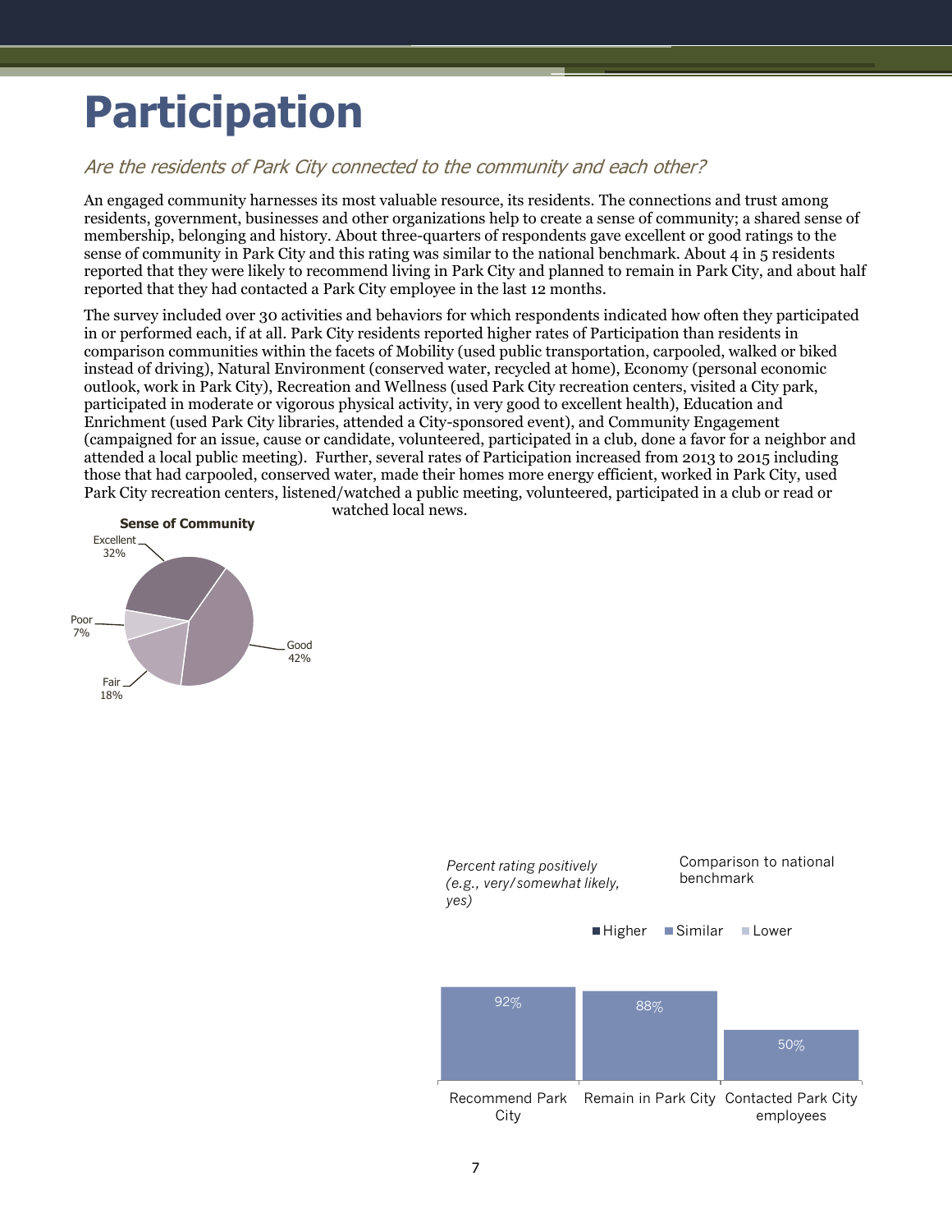# Participation

*Are the residents of Park City connected to the community and each other?*

An engaged community harnesses its most valuable resource, its residents. The connections and trust among residents, government, businesses and other organizations help to create a sense of community; a shared sense of membership, belonging and history. About three-quarters of respondents gave excellent or good ratings to the sense of community in Park City and this rating was similar to the national benchmark. About 4 in 5 residents reported that they were likely to recommend living in Park City and planned to remain in Park City, and about half reported that they had contacted a Park City employee in the last 12 months.

The survey included over 30 activities and behaviors for which respondents indicated how often they participated in or performed each, if at all. Park City residents reported higher rates of Participation than residents in comparison communities within the facets of Mobility (used public transportation, carpooled, walked or biked instead of driving), Natural Environment (conserved water, recycled at home), Economy (personal economic outlook, work in Park City), Recreation and Wellness (used Park City recreation centers, visited a City park, participated in moderate or vigorous physical activity, in very good to excellent health), Education and Enrichment (used Park City libraries, attended a City-sponsored event), and Community Engagement (campaigned for an issue, cause or candidate, volunteered, participated in a club, done a favor for a neighbor and attended a local public meeting). Further, several rates of Participation increased from 2013 to 2015 including those that had carpooled, conserved water, made their homes more energy efficient, worked in Park City, used Park City recreation centers, listened/watched a public meeting, volunteered, participated in a club or read or watched local news.

**Sense of Community**

| Rating | Percent |
|---|---|
| Excellent | 32% |
| Good | 42% |
| Fair | 18% |
| Poor | 7% |

*Percent rating positively (e.g., very/somewhat likely, yes)*

Comparison to national benchmark: Higher / Similar / Lower

| Item | Percent | Comparison to national benchmark |
|---|---|---|
| Recommend Park City | 92% | Similar |
| Remain in Park City | 88% | Similar |
| Contacted Park City employees | 50% | Similar |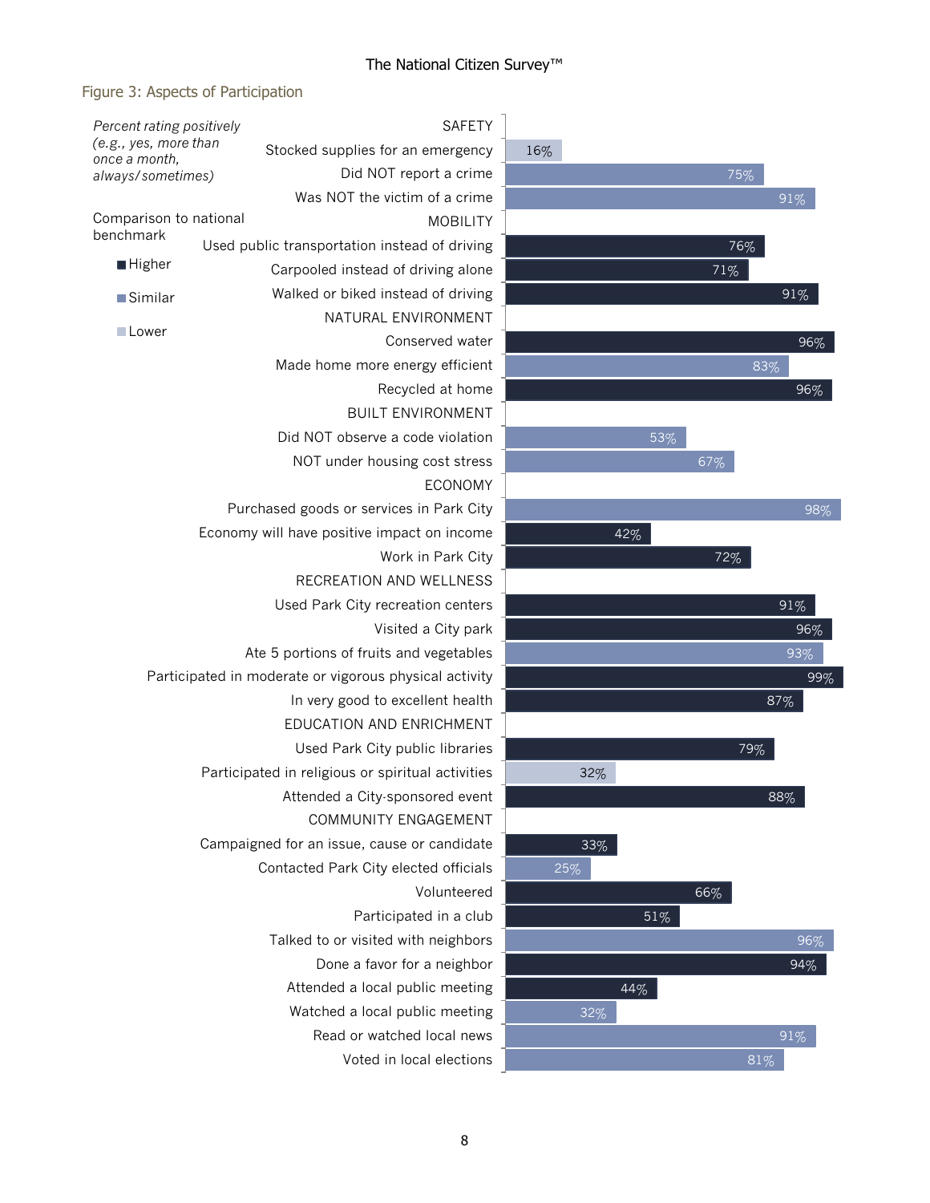## Figure 3: Aspects of Participation

*Percent rating positively (e.g., yes, more than once a month, always/sometimes)*

Comparison to national benchmark: Higher / Similar / Lower

| Item | Percent | Comparison to national benchmark |
|---|---|---|
| **SAFETY** | | |
| Stocked supplies for an emergency | 16% | Lower |
| Did NOT report a crime | 75% | Similar |
| Was NOT the victim of a crime | 91% | Similar |
| **MOBILITY** | | |
| Used public transportation instead of driving | 76% | Higher |
| Carpooled instead of driving alone | 71% | Higher |
| Walked or biked instead of driving | 91% | Higher |
| **NATURAL ENVIRONMENT** | | |
| Conserved water | 96% | Higher |
| Made home more energy efficient | 83% | Similar |
| Recycled at home | 96% | Higher |
| **BUILT ENVIRONMENT** | | |
| Did NOT observe a code violation | 53% | Similar |
| NOT under housing cost stress | 67% | Similar |
| **ECONOMY** | | |
| Purchased goods or services in Park City | 98% | Similar |
| Economy will have positive impact on income | 42% | Higher |
| Work in Park City | 72% | Higher |
| **RECREATION AND WELLNESS** | | |
| Used Park City recreation centers | 91% | Higher |
| Visited a City park | 96% | Higher |
| Ate 5 portions of fruits and vegetables | 93% | Similar |
| Participated in moderate or vigorous physical activity | 99% | Higher |
| In very good to excellent health | 87% | Higher |
| **EDUCATION AND ENRICHMENT** | | |
| Used Park City public libraries | 79% | Higher |
| Participated in religious or spiritual activities | 32% | Lower |
| Attended a City-sponsored event | 88% | Higher |
| **COMMUNITY ENGAGEMENT** | | |
| Campaigned for an issue, cause or candidate | 33% | Higher |
| Contacted Park City elected officials | 25% | Similar |
| Volunteered | 66% | Higher |
| Participated in a club | 51% | Higher |
| Talked to or visited with neighbors | 96% | Similar |
| Done a favor for a neighbor | 94% | Higher |
| Attended a local public meeting | 44% | Higher |
| Watched a local public meeting | 32% | Similar |
| Read or watched local news | 91% | Similar |
| Voted in local elections | 81% | Similar |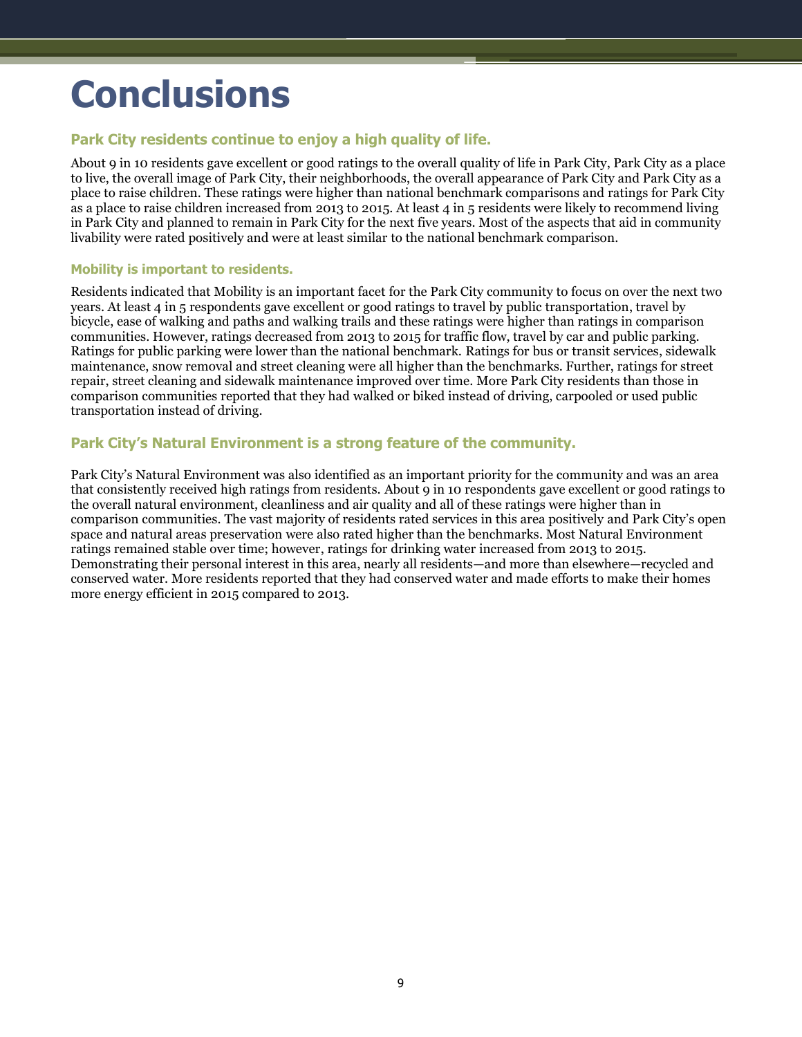# Conclusions

### Park City residents continue to enjoy a high quality of life.

About 9 in 10 residents gave excellent or good ratings to the overall quality of life in Park City, Park City as a place to live, the overall image of Park City, their neighborhoods, the overall appearance of Park City and Park City as a place to raise children. These ratings were higher than national benchmark comparisons and ratings for Park City as a place to raise children increased from 2013 to 2015. At least 4 in 5 residents were likely to recommend living in Park City and planned to remain in Park City for the next five years. Most of the aspects that aid in community livability were rated positively and were at least similar to the national benchmark comparison.

#### Mobility is important to residents.

Residents indicated that Mobility is an important facet for the Park City community to focus on over the next two years. At least 4 in 5 respondents gave excellent or good ratings to travel by public transportation, travel by bicycle, ease of walking and paths and walking trails and these ratings were higher than ratings in comparison communities. However, ratings decreased from 2013 to 2015 for traffic flow, travel by car and public parking. Ratings for public parking were lower than the national benchmark. Ratings for bus or transit services, sidewalk maintenance, snow removal and street cleaning were all higher than the benchmarks. Further, ratings for street repair, street cleaning and sidewalk maintenance improved over time. More Park City residents than those in comparison communities reported that they had walked or biked instead of driving, carpooled or used public transportation instead of driving.

### Park City's Natural Environment is a strong feature of the community.

Park City's Natural Environment was also identified as an important priority for the community and was an area that consistently received high ratings from residents. About 9 in 10 respondents gave excellent or good ratings to the overall natural environment, cleanliness and air quality and all of these ratings were higher than in comparison communities. The vast majority of residents rated services in this area positively and Park City's open space and natural areas preservation were also rated higher than the benchmarks. Most Natural Environment ratings remained stable over time; however, ratings for drinking water increased from 2013 to 2015. Demonstrating their personal interest in this area, nearly all residents—and more than elsewhere—recycled and conserved water. More residents reported that they had conserved water and made efforts to make their homes more energy efficient in 2015 compared to 2013.